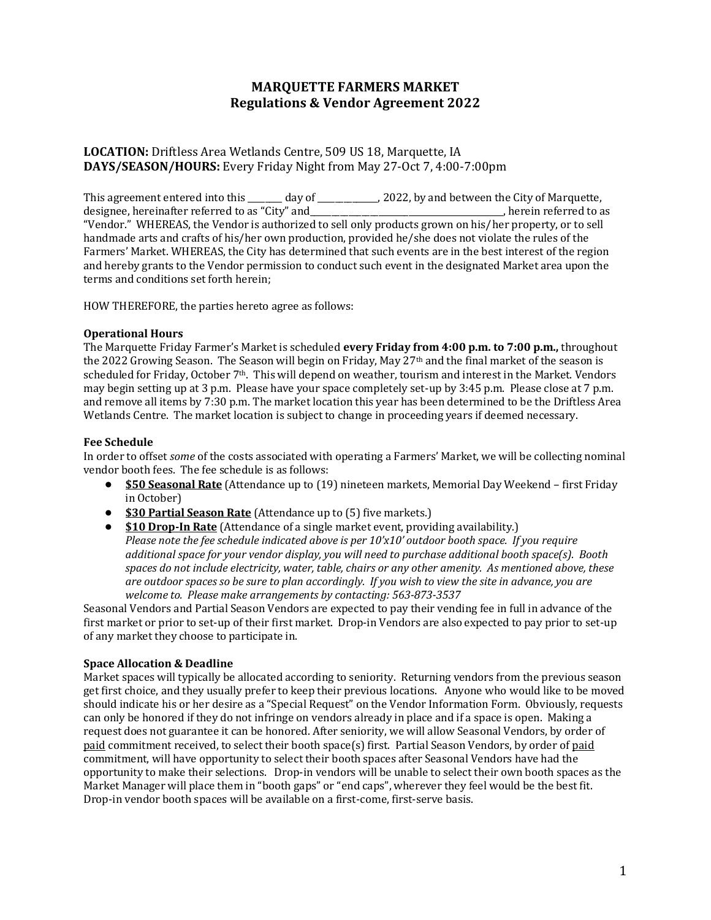# MARQUETTE FARMERS MARKET
## Regulations & Vendor Agreement 2022

**LOCATION:** Driftless Area Wetlands Centre, 509 US 18, Marquette, IA
**DAYS/SEASON/HOURS:** Every Friday Night from May 27-Oct 7, 4:00-7:00pm

This agreement entered into this ________ day of ______________, 2022, by and between the City of Marquette, designee, hereinafter referred to as "City" and_____________________________________________, herein referred to as "Vendor." WHEREAS, the Vendor is authorized to sell only products grown on his/her property, or to sell handmade arts and crafts of his/her own production, provided he/she does not violate the rules of the Farmers' Market. WHEREAS, the City has determined that such events are in the best interest of the region and hereby grants to the Vendor permission to conduct such event in the designated Market area upon the terms and conditions set forth herein;

HOW THEREFORE, the parties hereto agree as follows:

### Operational Hours

The Marquette Friday Farmer's Market is scheduled **every Friday from 4:00 p.m. to 7:00 p.m.,** throughout the 2022 Growing Season. The Season will begin on Friday, May 27th and the final market of the season is scheduled for Friday, October 7th. This will depend on weather, tourism and interest in the Market. Vendors may begin setting up at 3 p.m. Please have your space completely set-up by 3:45 p.m. Please close at 7 p.m. and remove all items by 7:30 p.m. The market location this year has been determined to be the Driftless Area Wetlands Centre. The market location is subject to change in proceeding years if deemed necessary.

### Fee Schedule

In order to offset *some* of the costs associated with operating a Farmers' Market, we will be collecting nominal vendor booth fees. The fee schedule is as follows:

- **$50 Seasonal Rate** (Attendance up to (19) nineteen markets, Memorial Day Weekend – first Friday in October)
- **$30 Partial Season Rate** (Attendance up to (5) five markets.)
- **$10 Drop-In Rate** (Attendance of a single market event, providing availability.)
  *Please note the fee schedule indicated above is per 10'x10' outdoor booth space. If you require additional space for your vendor display, you will need to purchase additional booth space(s). Booth spaces do not include electricity, water, table, chairs or any other amenity. As mentioned above, these are outdoor spaces so be sure to plan accordingly. If you wish to view the site in advance, you are welcome to. Please make arrangements by contacting: 563-873-3537*

Seasonal Vendors and Partial Season Vendors are expected to pay their vending fee in full in advance of the first market or prior to set-up of their first market. Drop-in Vendors are also expected to pay prior to set-up of any market they choose to participate in.

### Space Allocation & Deadline

Market spaces will typically be allocated according to seniority. Returning vendors from the previous season get first choice, and they usually prefer to keep their previous locations. Anyone who would like to be moved should indicate his or her desire as a "Special Request" on the Vendor Information Form. Obviously, requests can only be honored if they do not infringe on vendors already in place and if a space is open. Making a request does not guarantee it can be honored. After seniority, we will allow Seasonal Vendors, by order of paid commitment received, to select their booth space(s) first. Partial Season Vendors, by order of paid commitment, will have opportunity to select their booth spaces after Seasonal Vendors have had the opportunity to make their selections. Drop-in vendors will be unable to select their own booth spaces as the Market Manager will place them in "booth gaps" or "end caps", wherever they feel would be the best fit. Drop-in vendor booth spaces will be available on a first-come, first-serve basis.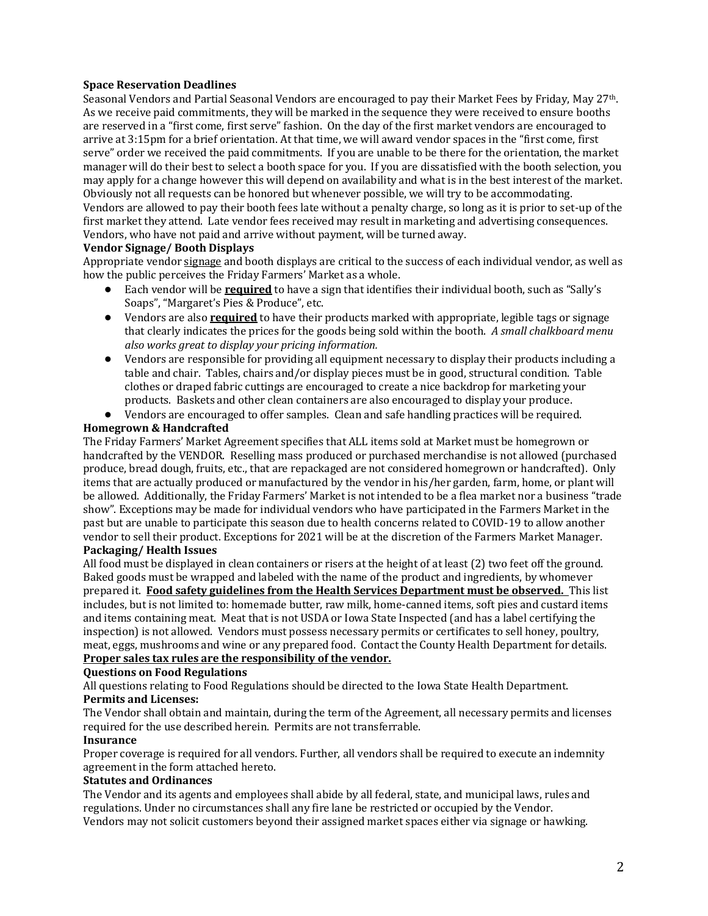**Space Reservation Deadlines**

Seasonal Vendors and Partial Seasonal Vendors are encouraged to pay their Market Fees by Friday, May 27th. As we receive paid commitments, they will be marked in the sequence they were received to ensure booths are reserved in a "first come, first serve" fashion. On the day of the first market vendors are encouraged to arrive at 3:15pm for a brief orientation. At that time, we will award vendor spaces in the "first come, first serve" order we received the paid commitments. If you are unable to be there for the orientation, the market manager will do their best to select a booth space for you. If you are dissatisfied with the booth selection, you may apply for a change however this will depend on availability and what is in the best interest of the market. Obviously not all requests can be honored but whenever possible, we will try to be accommodating. Vendors are allowed to pay their booth fees late without a penalty charge, so long as it is prior to set-up of the first market they attend. Late vendor fees received may result in marketing and advertising consequences. Vendors, who have not paid and arrive without payment, will be turned away.

**Vendor Signage/ Booth Displays**

Appropriate vendor signage and booth displays are critical to the success of each individual vendor, as well as how the public perceives the Friday Farmers' Market as a whole.

- Each vendor will be **required** to have a sign that identifies their individual booth, such as "Sally's Soaps", "Margaret's Pies & Produce", etc.
- Vendors are also **required** to have their products marked with appropriate, legible tags or signage that clearly indicates the prices for the goods being sold within the booth. *A small chalkboard menu also works great to display your pricing information.*
- Vendors are responsible for providing all equipment necessary to display their products including a table and chair. Tables, chairs and/or display pieces must be in good, structural condition. Table clothes or draped fabric cuttings are encouraged to create a nice backdrop for marketing your products. Baskets and other clean containers are also encouraged to display your produce.
- Vendors are encouraged to offer samples. Clean and safe handling practices will be required.

**Homegrown & Handcrafted**

The Friday Farmers' Market Agreement specifies that ALL items sold at Market must be homegrown or handcrafted by the VENDOR. Reselling mass produced or purchased merchandise is not allowed (purchased produce, bread dough, fruits, etc., that are repackaged are not considered homegrown or handcrafted). Only items that are actually produced or manufactured by the vendor in his/her garden, farm, home, or plant will be allowed. Additionally, the Friday Farmers' Market is not intended to be a flea market nor a business "trade show". Exceptions may be made for individual vendors who have participated in the Farmers Market in the past but are unable to participate this season due to health concerns related to COVID-19 to allow another vendor to sell their product. Exceptions for 2021 will be at the discretion of the Farmers Market Manager.

**Packaging/ Health Issues**

All food must be displayed in clean containers or risers at the height of at least (2) two feet off the ground. Baked goods must be wrapped and labeled with the name of the product and ingredients, by whomever prepared it. **Food safety guidelines from the Health Services Department must be observed.** This list includes, but is not limited to: homemade butter, raw milk, home-canned items, soft pies and custard items and items containing meat. Meat that is not USDA or Iowa State Inspected (and has a label certifying the inspection) is not allowed. Vendors must possess necessary permits or certificates to sell honey, poultry, meat, eggs, mushrooms and wine or any prepared food. Contact the County Health Department for details.

**Proper sales tax rules are the responsibility of the vendor.**

**Questions on Food Regulations**

All questions relating to Food Regulations should be directed to the Iowa State Health Department.

**Permits and Licenses:**

The Vendor shall obtain and maintain, during the term of the Agreement, all necessary permits and licenses required for the use described herein. Permits are not transferrable.

**Insurance**

Proper coverage is required for all vendors. Further, all vendors shall be required to execute an indemnity agreement in the form attached hereto.

**Statutes and Ordinances**

The Vendor and its agents and employees shall abide by all federal, state, and municipal laws, rules and regulations. Under no circumstances shall any fire lane be restricted or occupied by the Vendor. Vendors may not solicit customers beyond their assigned market spaces either via signage or hawking.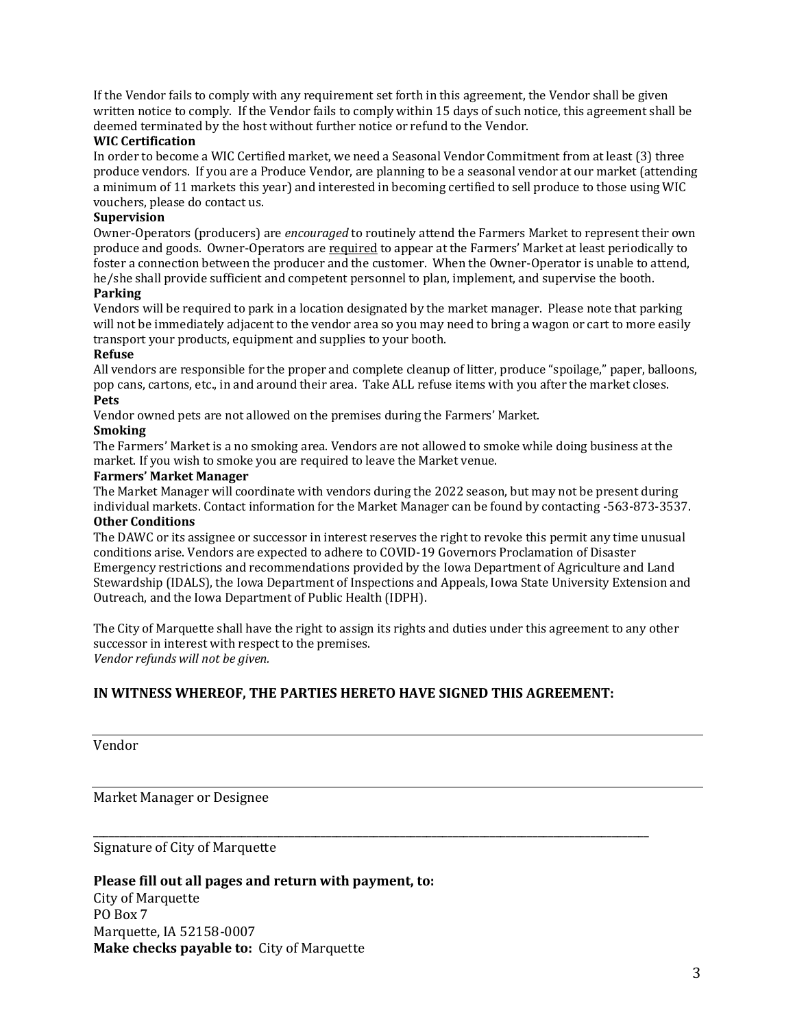If the Vendor fails to comply with any requirement set forth in this agreement, the Vendor shall be given written notice to comply. If the Vendor fails to comply within 15 days of such notice, this agreement shall be deemed terminated by the host without further notice or refund to the Vendor.

**WIC Certification**

In order to become a WIC Certified market, we need a Seasonal Vendor Commitment from at least (3) three produce vendors. If you are a Produce Vendor, are planning to be a seasonal vendor at our market (attending a minimum of 11 markets this year) and interested in becoming certified to sell produce to those using WIC vouchers, please do contact us.

**Supervision**

Owner-Operators (producers) are *encouraged* to routinely attend the Farmers Market to represent their own produce and goods. Owner-Operators are <u>required</u> to appear at the Farmers' Market at least periodically to foster a connection between the producer and the customer. When the Owner-Operator is unable to attend, he/she shall provide sufficient and competent personnel to plan, implement, and supervise the booth.

**Parking**

Vendors will be required to park in a location designated by the market manager. Please note that parking will not be immediately adjacent to the vendor area so you may need to bring a wagon or cart to more easily transport your products, equipment and supplies to your booth.

**Refuse**

All vendors are responsible for the proper and complete cleanup of litter, produce "spoilage," paper, balloons, pop cans, cartons, etc., in and around their area. Take ALL refuse items with you after the market closes.

**Pets**

Vendor owned pets are not allowed on the premises during the Farmers' Market.

**Smoking**

The Farmers' Market is a no smoking area. Vendors are not allowed to smoke while doing business at the market. If you wish to smoke you are required to leave the Market venue.

**Farmers' Market Manager**

The Market Manager will coordinate with vendors during the 2022 season, but may not be present during individual markets. Contact information for the Market Manager can be found by contacting -563-873-3537.

**Other Conditions**

The DAWC or its assignee or successor in interest reserves the right to revoke this permit any time unusual conditions arise. Vendors are expected to adhere to COVID-19 Governors Proclamation of Disaster Emergency restrictions and recommendations provided by the Iowa Department of Agriculture and Land Stewardship (IDALS), the Iowa Department of Inspections and Appeals, Iowa State University Extension and Outreach, and the Iowa Department of Public Health (IDPH).

The City of Marquette shall have the right to assign its rights and duties under this agreement to any other successor in interest with respect to the premises.
*Vendor refunds will not be given.*

### IN WITNESS WHEREOF, THE PARTIES HERETO HAVE SIGNED THIS AGREEMENT:

_______________________________________________

Vendor

_______________________________________________

Market Manager or Designee

_______________________________________________

Signature of City of Marquette

**Please fill out all pages and return with payment, to:**
City of Marquette
PO Box 7
Marquette, IA 52158-0007
**Make checks payable to:** City of Marquette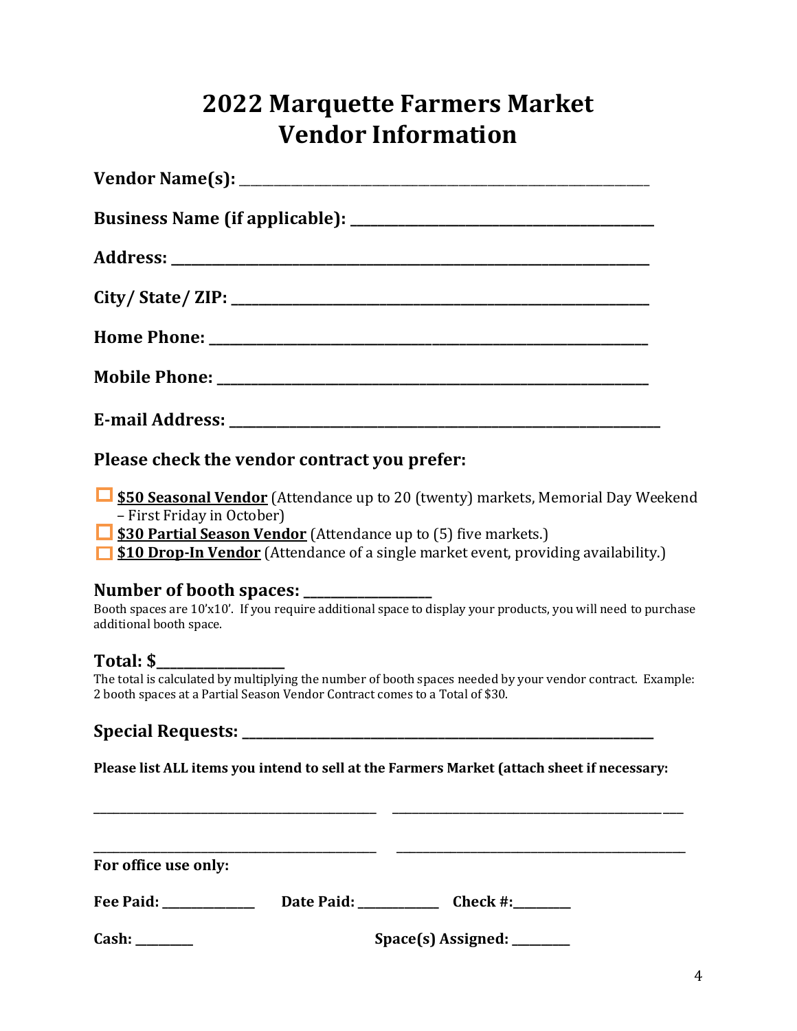# 2022 Marquette Farmers Market
# Vendor Information

**Vendor Name(s):** _______________________________________________

**Business Name (if applicable):** _______________________________

**Address:** _______________________________________________

**City/ State/ ZIP:** _______________________________________

**Home Phone:** ___________________________________________

**Mobile Phone:** __________________________________________

**E-mail Address:** _________________________________________

### Please check the vendor contract you prefer:

- ☐ **$50 Seasonal Vendor** (Attendance up to 20 (twenty) markets, Memorial Day Weekend – First Friday in October)
- ☐ **$30 Partial Season Vendor** (Attendance up to (5) five markets.)
- ☐ **$10 Drop-In Vendor** (Attendance of a single market event, providing availability.)

### Number of booth spaces: ____________

Booth spaces are 10'x10'. If you require additional space to display your products, you will need to purchase additional booth space.

### Total: $____________

The total is calculated by multiplying the number of booth spaces needed by your vendor contract. Example: 2 booth spaces at a Partial Season Vendor Contract comes to a Total of $30.

### Special Requests: _______________________________________

**Please list ALL items you intend to sell at the Farmers Market (attach sheet if necessary:**

______________________________ ______________________________

______________________________ ______________________________

**For office use only:**

**Fee Paid:** __________ **Date Paid:** __________ **Check #:**__________

**Cash:** __________ **Space(s) Assigned:** __________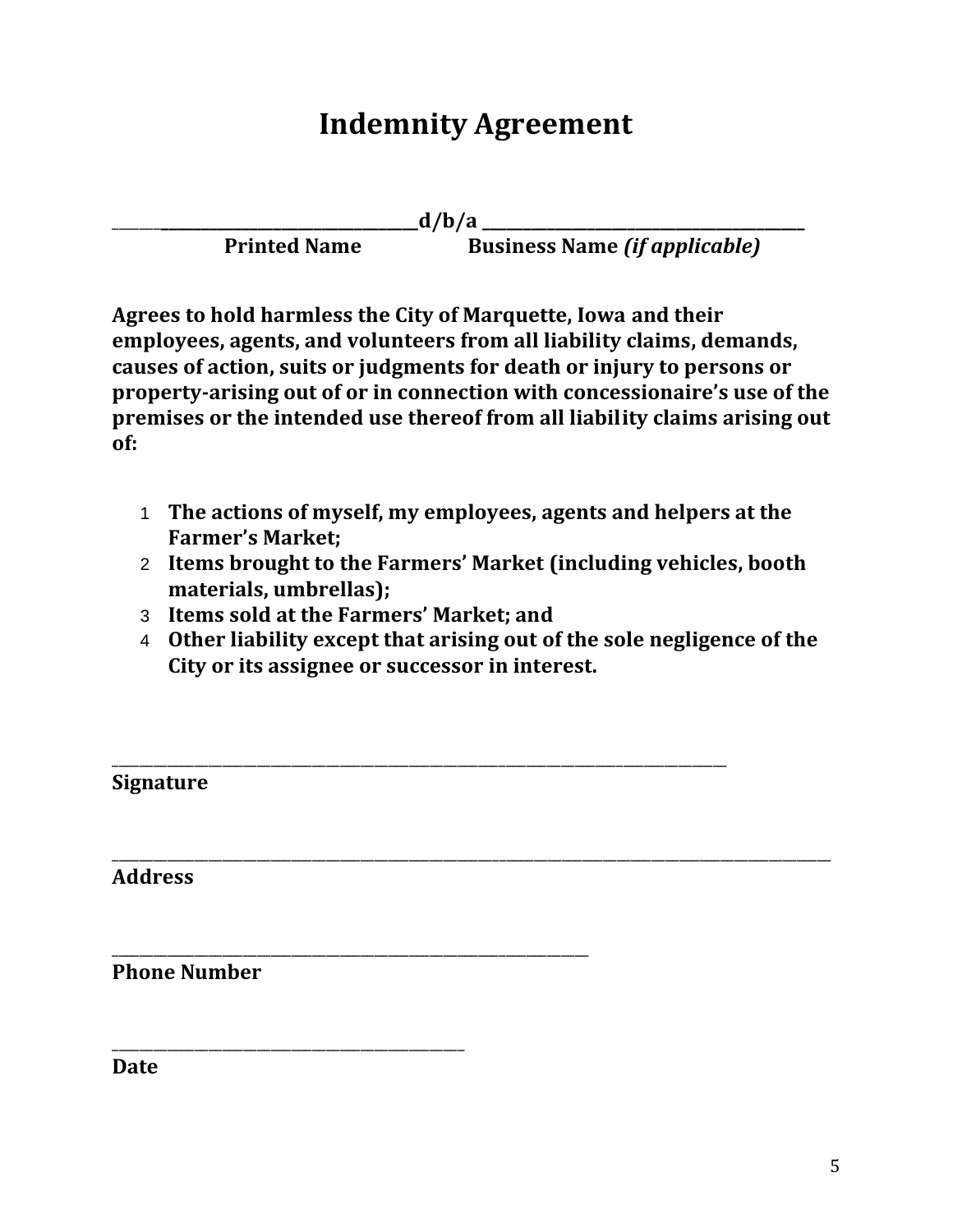# Indemnity Agreement

______________________________d/b/a ______________________________

**Printed Name** **Business Name *(if applicable)***

**Agrees to hold harmless the City of Marquette, Iowa and their employees, agents, and volunteers from all liability claims, demands, causes of action, suits or judgments for death or injury to persons or property-arising out of or in connection with concessionaire's use of the premises or the intended use thereof from all liability claims arising out of:**

1. **The actions of myself, my employees, agents and helpers at the Farmer's Market;**
2. **Items brought to the Farmers' Market (including vehicles, booth materials, umbrellas);**
3. **Items sold at the Farmers' Market; and**
4. **Other liability except that arising out of the sole negligence of the City or its assignee or successor in interest.**

______________________________________________

**Signature**

______________________________________________

**Address**

______________________________________________

**Phone Number**

______________________________________________

**Date**